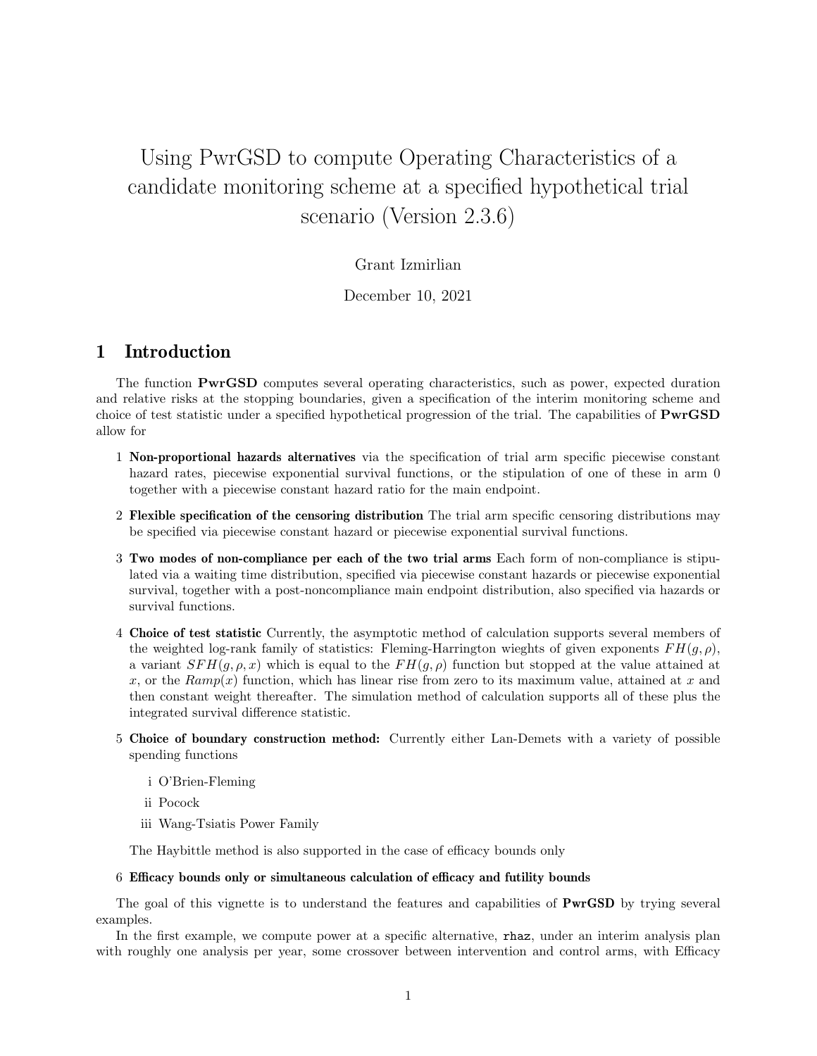# Using PwrGSD to compute Operating Characteristics of a candidate monitoring scheme at a specified hypothetical trial scenario (Version 2.3.6)

Grant Izmirlian

December 10, 2021

## 1 Introduction

The function **PwrGSD** computes several operating characteristics, such as power, expected duration and relative risks at the stopping boundaries, given a specification of the interim monitoring scheme and choice of test statistic under a specified hypothetical progression of the trial. The capabilities of **PwrGSD** allow for

1. **Non-proportional hazards alternatives** via the specification of trial arm specific piecewise constant hazard rates, piecewise exponential survival functions, or the stipulation of one of these in arm 0 together with a piecewise constant hazard ratio for the main endpoint.
2. **Flexible specification of the censoring distribution** The trial arm specific censoring distributions may be specified via piecewise constant hazard or piecewise exponential survival functions.
3. **Two modes of non-compliance per each of the two trial arms** Each form of non-compliance is stipulated via a waiting time distribution, specified via piecewise constant hazards or piecewise exponential survival, together with a post-noncompliance main endpoint distribution, also specified via hazards or survival functions.
4. **Choice of test statistic** Currently, the asymptotic method of calculation supports several members of the weighted log-rank family of statistics: Fleming-Harrington wieghts of given exponents $FH(g, \rho)$, a variant $SFH(g, \rho, x)$ which is equal to the $FH(g, \rho)$ function but stopped at the value attained at $x$, or the $Ramp(x)$ function, which has linear rise from zero to its maximum value, attained at $x$ and then constant weight thereafter. The simulation method of calculation supports all of these plus the integrated survival difference statistic.
5. **Choice of boundary construction method:** Currently either Lan-Demets with a variety of possible spending functions

   i. O'Brien-Fleming

   ii. Pocock

   iii. Wang-Tsiatis Power Family

   The Haybittle method is also supported in the case of efficacy bounds only

6. **Efficacy bounds only or simultaneous calculation of efficacy and futility bounds**

The goal of this vignette is to understand the features and capabilities of **PwrGSD** by trying several examples.

In the first example, we compute power at a specific alternative, `rhaz`, under an interim analysis plan with roughly one analysis per year, some crossover between intervention and control arms, with Efficacy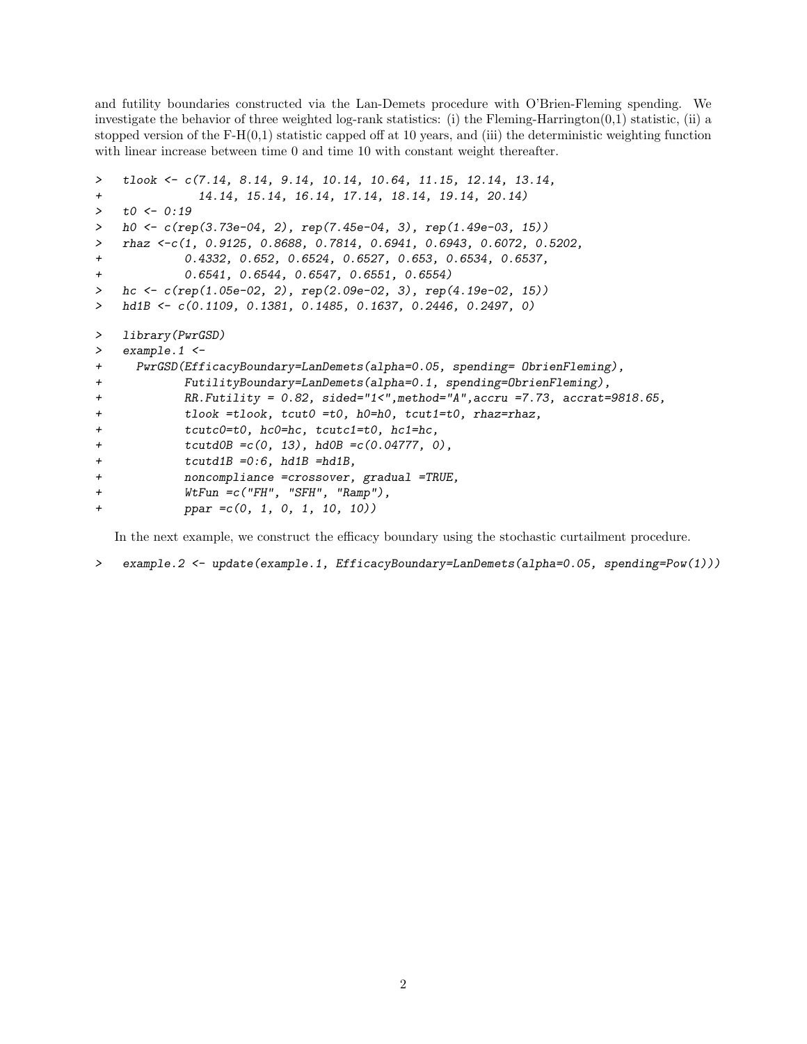and futility boundaries constructed via the Lan-Demets procedure with O'Brien-Fleming spending. We investigate the behavior of three weighted log-rank statistics: (i) the Fleming-Harrington(0,1) statistic, (ii) a stopped version of the F-H(0,1) statistic capped off at 10 years, and (iii) the deterministic weighting function with linear increase between time 0 and time 10 with constant weight thereafter.

```
>   tlook <- c(7.14, 8.14, 9.14, 10.14, 10.64, 11.15, 12.14, 13.14,
+              14.14, 15.14, 16.14, 17.14, 18.14, 19.14, 20.14)
>   t0 <- 0:19
>   h0 <- c(rep(3.73e-04, 2), rep(7.45e-04, 3), rep(1.49e-03, 15))
>   rhaz <-c(1, 0.9125, 0.8688, 0.7814, 0.6941, 0.6943, 0.6072, 0.5202,
+            0.4332, 0.652, 0.6524, 0.6527, 0.653, 0.6534, 0.6537,
+            0.6541, 0.6544, 0.6547, 0.6551, 0.6554)
>   hc <- c(rep(1.05e-02, 2), rep(2.09e-02, 3), rep(4.19e-02, 15))
>   hd1B <- c(0.1109, 0.1381, 0.1485, 0.1637, 0.2446, 0.2497, 0)

>   library(PwrGSD)
>   example.1 <-
+     PwrGSD(EfficacyBoundary=LanDemets(alpha=0.05, spending= ObrienFleming),
+            FutilityBoundary=LanDemets(alpha=0.1, spending=ObrienFleming),
+            RR.Futility = 0.82, sided="1<",method="A",accru =7.73, accrat=9818.65,
+            tlook =tlook, tcut0 =t0, h0=h0, tcut1=t0, rhaz=rhaz,
+            tcutc0=t0, hc0=hc, tcutc1=t0, hc1=hc,
+            tcutd0B =c(0, 13), hd0B =c(0.04777, 0),
+            tcutd1B =0:6, hd1B =hd1B,
+            noncompliance =crossover, gradual =TRUE,
+            WtFun =c("FH", "SFH", "Ramp"),
+            ppar =c(0, 1, 0, 1, 10, 10))
```

In the next example, we construct the efficacy boundary using the stochastic curtailment procedure.

```
>   example.2 <- update(example.1, EfficacyBoundary=LanDemets(alpha=0.05, spending=Pow(1)))
```